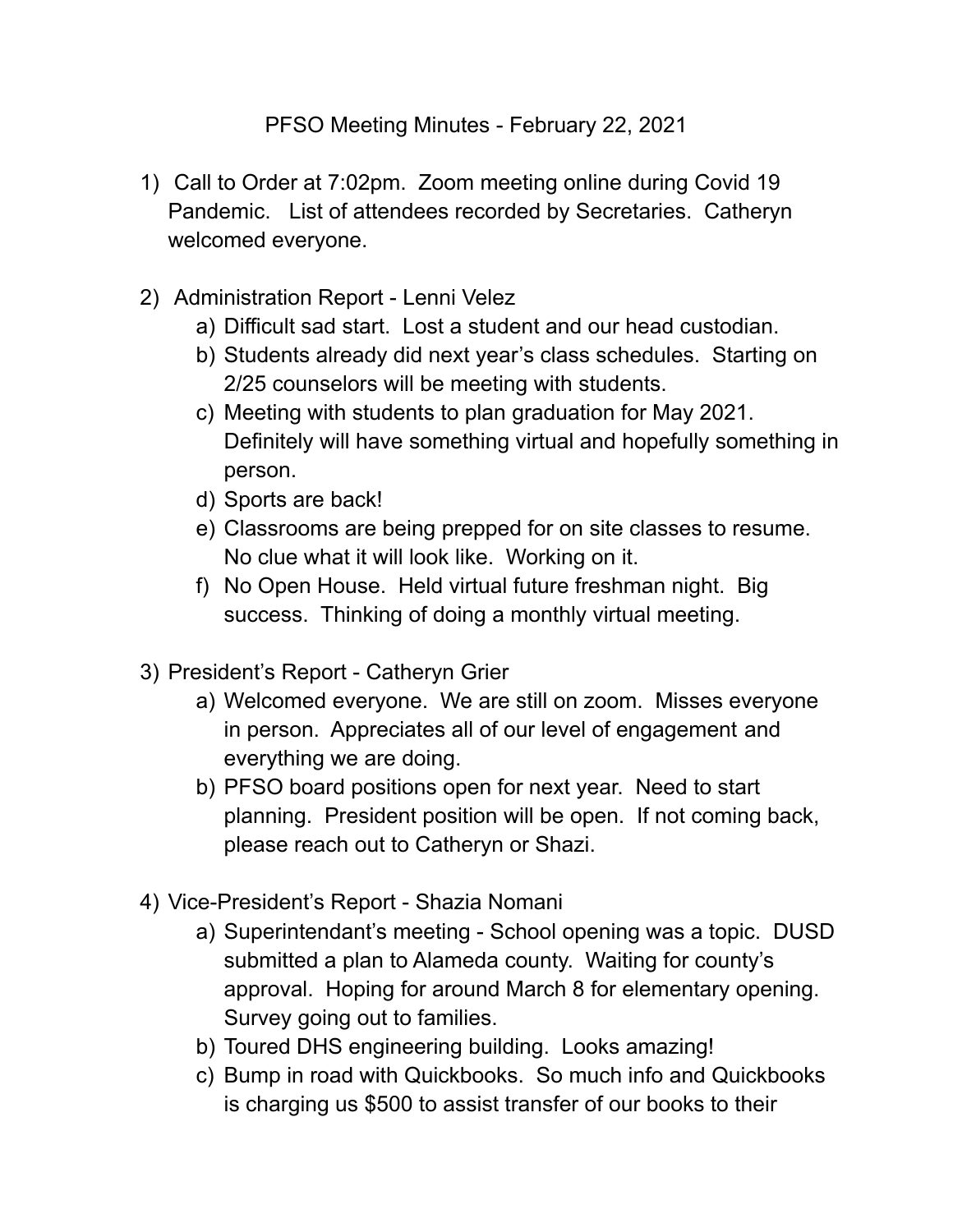# PFSO Meeting Minutes - February 22, 2021

1) Call to Order at 7:02pm. Zoom meeting online during Covid 19 Pandemic. List of attendees recorded by Secretaries. Catheryn welcomed everyone.

2) Administration Report - Lenni Velez
   a) Difficult sad start. Lost a student and our head custodian.
   b) Students already did next year's class schedules. Starting on 2/25 counselors will be meeting with students.
   c) Meeting with students to plan graduation for May 2021. Definitely will have something virtual and hopefully something in person.
   d) Sports are back!
   e) Classrooms are being prepped for on site classes to resume. No clue what it will look like. Working on it.
   f) No Open House. Held virtual future freshman night. Big success. Thinking of doing a monthly virtual meeting.

3) President's Report - Catheryn Grier
   a) Welcomed everyone. We are still on zoom. Misses everyone in person. Appreciates all of our level of engagement and everything we are doing.
   b) PFSO board positions open for next year. Need to start planning. President position will be open. If not coming back, please reach out to Catheryn or Shazi.

4) Vice-President's Report - Shazia Nomani
   a) Superintendant's meeting - School opening was a topic. DUSD submitted a plan to Alameda county. Waiting for county's approval. Hoping for around March 8 for elementary opening. Survey going out to families.
   b) Toured DHS engineering building. Looks amazing!
   c) Bump in road with Quickbooks. So much info and Quickbooks is charging us $500 to assist transfer of our books to their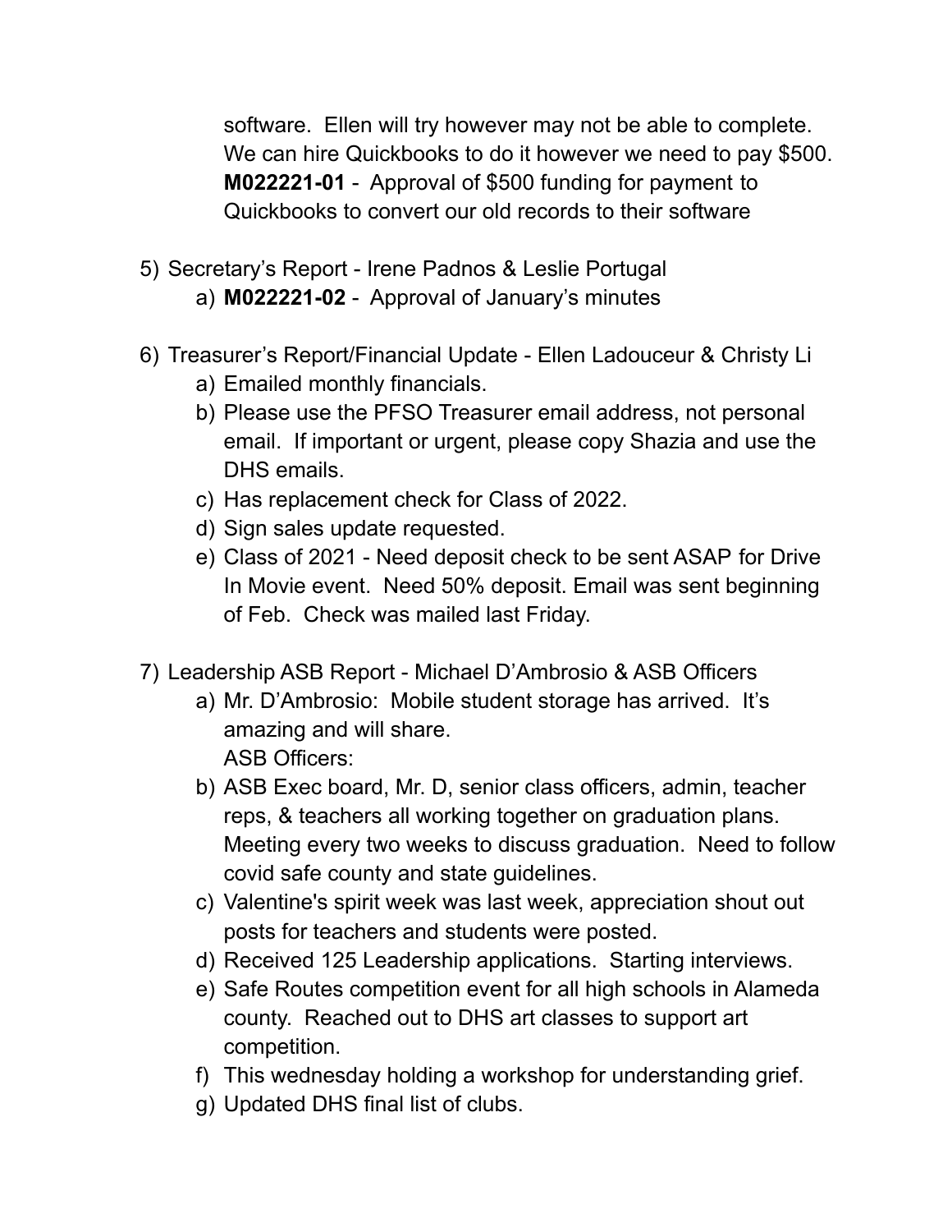software. Ellen will try however may not be able to complete. We can hire Quickbooks to do it however we need to pay $500. **M022221-01** - Approval of $500 funding for payment to Quickbooks to convert our old records to their software

5) Secretary's Report - Irene Padnos & Leslie Portugal
   a) **M022221-02** - Approval of January's minutes

6) Treasurer's Report/Financial Update - Ellen Ladouceur & Christy Li
   a) Emailed monthly financials.
   b) Please use the PFSO Treasurer email address, not personal email. If important or urgent, please copy Shazia and use the DHS emails.
   c) Has replacement check for Class of 2022.
   d) Sign sales update requested.
   e) Class of 2021 - Need deposit check to be sent ASAP for Drive In Movie event. Need 50% deposit. Email was sent beginning of Feb. Check was mailed last Friday.

7) Leadership ASB Report - Michael D'Ambrosio & ASB Officers
   a) Mr. D'Ambrosio: Mobile student storage has arrived. It's amazing and will share.
      ASB Officers:
   b) ASB Exec board, Mr. D, senior class officers, admin, teacher reps, & teachers all working together on graduation plans. Meeting every two weeks to discuss graduation. Need to follow covid safe county and state guidelines.
   c) Valentine's spirit week was last week, appreciation shout out posts for teachers and students were posted.
   d) Received 125 Leadership applications. Starting interviews.
   e) Safe Routes competition event for all high schools in Alameda county. Reached out to DHS art classes to support art competition.
   f) This wednesday holding a workshop for understanding grief.
   g) Updated DHS final list of clubs.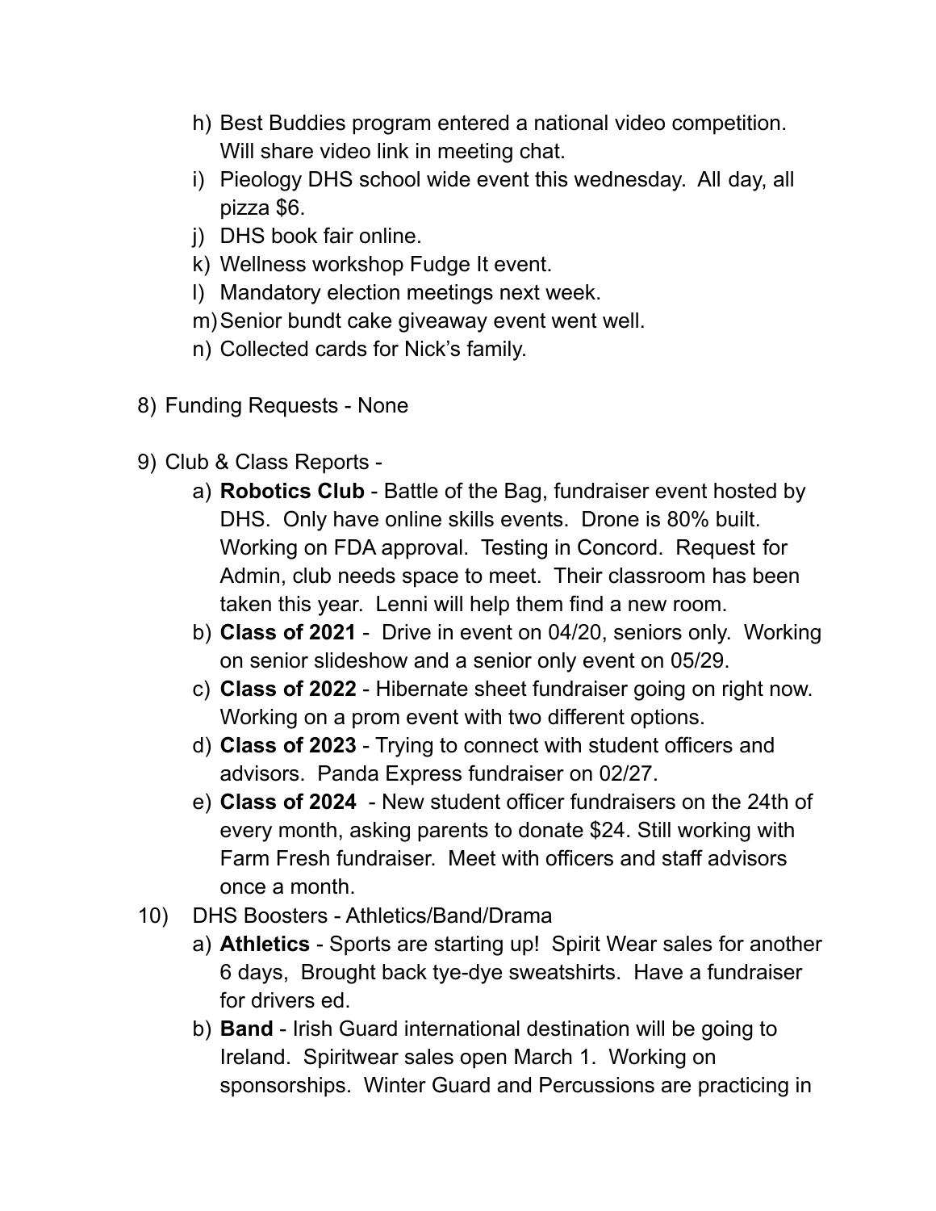h) Best Buddies program entered a national video competition. Will share video link in meeting chat.
i) Pieology DHS school wide event this wednesday. All day, all pizza $6.
j) DHS book fair online.
k) Wellness workshop Fudge It event.
l) Mandatory election meetings next week.
m) Senior bundt cake giveaway event went well.
n) Collected cards for Nick's family.

8) Funding Requests - None

9) Club & Class Reports -
   a) **Robotics Club** - Battle of the Bag, fundraiser event hosted by DHS. Only have online skills events. Drone is 80% built. Working on FDA approval. Testing in Concord. Request for Admin, club needs space to meet. Their classroom has been taken this year. Lenni will help them find a new room.
   b) **Class of 2021** - Drive in event on 04/20, seniors only. Working on senior slideshow and a senior only event on 05/29.
   c) **Class of 2022** - Hibernate sheet fundraiser going on right now. Working on a prom event with two different options.
   d) **Class of 2023** - Trying to connect with student officers and advisors. Panda Express fundraiser on 02/27.
   e) **Class of 2024** - New student officer fundraisers on the 24th of every month, asking parents to donate $24. Still working with Farm Fresh fundraiser. Meet with officers and staff advisors once a month.

10) DHS Boosters - Athletics/Band/Drama
   a) **Athletics** - Sports are starting up! Spirit Wear sales for another 6 days, Brought back tye-dye sweatshirts. Have a fundraiser for drivers ed.
   b) **Band** - Irish Guard international destination will be going to Ireland. Spiritwear sales open March 1. Working on sponsorships. Winter Guard and Percussions are practicing in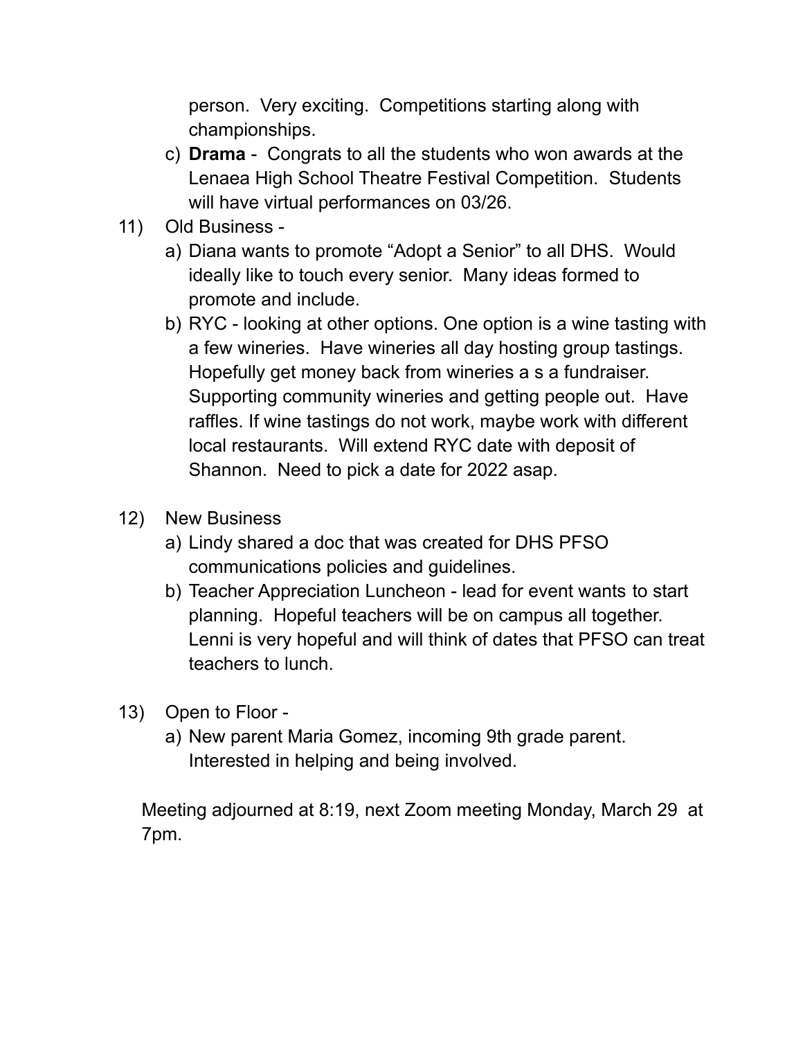person. Very exciting. Competitions starting along with championships.

c) **Drama** - Congrats to all the students who won awards at the Lenaea High School Theatre Festival Competition. Students will have virtual performances on 03/26.

11) Old Business -

a) Diana wants to promote "Adopt a Senior" to all DHS. Would ideally like to touch every senior. Many ideas formed to promote and include.

b) RYC - looking at other options. One option is a wine tasting with a few wineries. Have wineries all day hosting group tastings. Hopefully get money back from wineries a s a fundraiser. Supporting community wineries and getting people out. Have raffles. If wine tastings do not work, maybe work with different local restaurants. Will extend RYC date with deposit of Shannon. Need to pick a date for 2022 asap.

12) New Business

a) Lindy shared a doc that was created for DHS PFSO communications policies and guidelines.

b) Teacher Appreciation Luncheon - lead for event wants to start planning. Hopeful teachers will be on campus all together. Lenni is very hopeful and will think of dates that PFSO can treat teachers to lunch.

13) Open to Floor -

a) New parent Maria Gomez, incoming 9th grade parent. Interested in helping and being involved.

Meeting adjourned at 8:19, next Zoom meeting Monday, March 29 at 7pm.